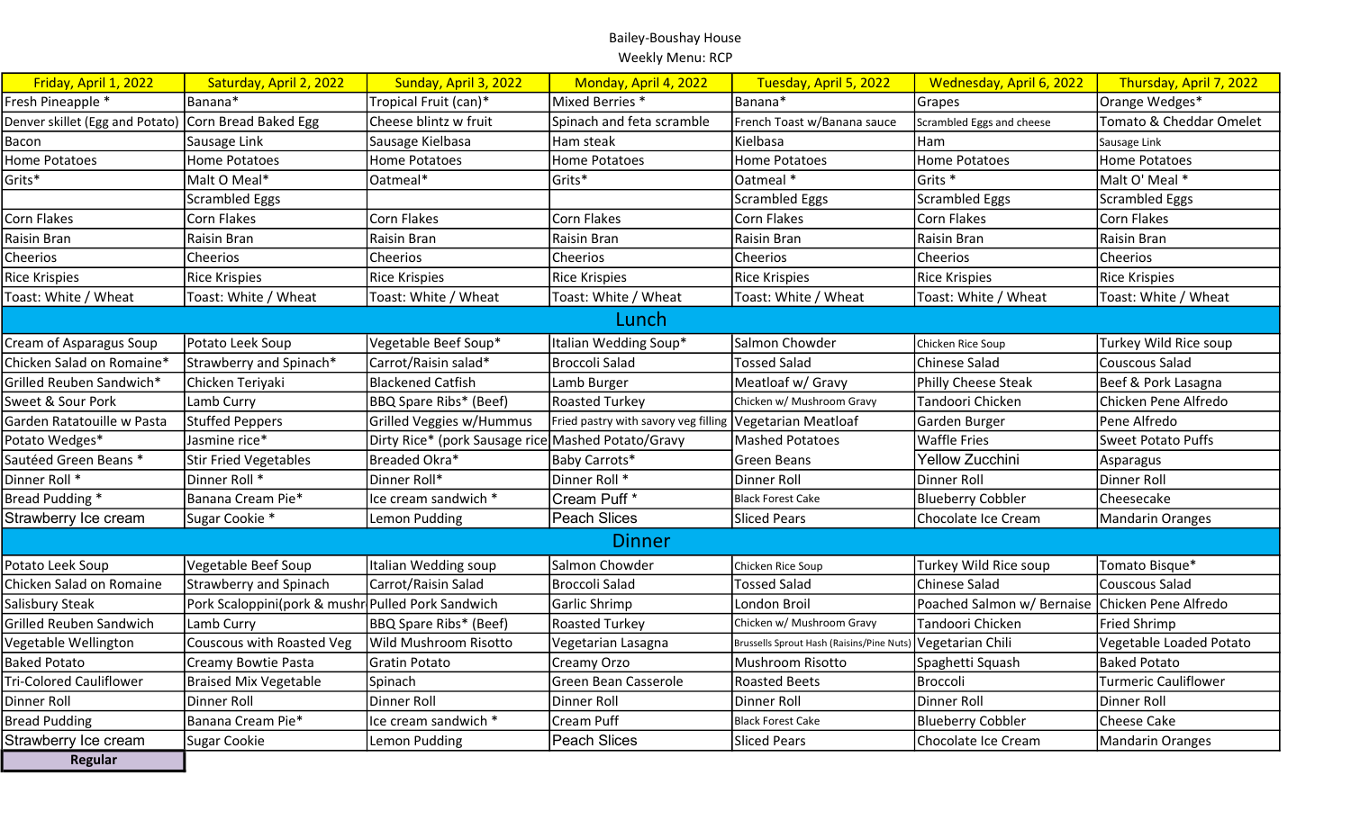Bailey-Boushay House

Weekly Menu: RCP

| Friday, April 1, 2022 | Saturday, April 2, 2022 | Sunday, April 3, 2022 | Monday, April 4, 2022 | Tuesday, April 5, 2022 | Wednesday, April 6, 2022 | Thursday, April 7, 2022 |
|---|---|---|---|---|---|---|
| Fresh Pineapple * | Banana* | Tropical Fruit (can)* | Mixed Berries * | Banana* | Grapes | Orange Wedges* |
| Denver skillet (Egg and Potato) | Corn Bread Baked Egg | Cheese blintz w fruit | Spinach and feta scramble | French Toast w/Banana sauce | Scrambled Eggs and cheese | Tomato & Cheddar Omelet |
| Bacon | Sausage Link | Sausage Kielbasa | Ham steak | Kielbasa | Ham | Sausage Link |
| Home Potatoes | Home Potatoes | Home Potatoes | Home Potatoes | Home Potatoes | Home Potatoes | Home Potatoes |
| Grits* | Malt O Meal* | Oatmeal* | Grits* | Oatmeal * | Grits * | Malt O' Meal * |
| | Scrambled Eggs | | | Scrambled Eggs | Scrambled Eggs | Scrambled Eggs |
| Corn Flakes | Corn Flakes | Corn Flakes | Corn Flakes | Corn Flakes | Corn Flakes | Corn Flakes |
| Raisin Bran | Raisin Bran | Raisin Bran | Raisin Bran | Raisin Bran | Raisin Bran | Raisin Bran |
| Cheerios | Cheerios | Cheerios | Cheerios | Cheerios | Cheerios | Cheerios |
| Rice Krispies | Rice Krispies | Rice Krispies | Rice Krispies | Rice Krispies | Rice Krispies | Rice Krispies |
| Toast: White / Wheat | Toast: White / Wheat | Toast: White / Wheat | Toast: White / Wheat | Toast: White / Wheat | Toast: White / Wheat | Toast: White / Wheat |
| **Lunch** | | | | | | |
| Cream of Asparagus Soup | Potato Leek Soup | Vegetable Beef Soup* | Italian Wedding Soup* | Salmon Chowder | Chicken Rice Soup | Turkey Wild Rice soup |
| Chicken Salad on Romaine* | Strawberry and Spinach* | Carrot/Raisin salad* | Broccoli Salad | Tossed Salad | Chinese Salad | Couscous Salad |
| Grilled Reuben Sandwich* | Chicken Teriyaki | Blackened Catfish | Lamb Burger | Meatloaf w/ Gravy | Philly Cheese Steak | Beef & Pork Lasagna |
| Sweet & Sour Pork | Lamb Curry | BBQ Spare Ribs* (Beef) | Roasted Turkey | Chicken w/ Mushroom Gravy | Tandoori Chicken | Chicken Pene Alfredo |
| Garden Ratatouille w Pasta | Stuffed Peppers | Grilled Veggies w/Hummus | Fried pastry with savory veg filling | Vegetarian Meatloaf | Garden Burger | Pene Alfredo |
| Potato Wedges* | Jasmine rice* | Dirty Rice* (pork Sausage rice | Mashed Potato/Gravy | Mashed Potatoes | Waffle Fries | Sweet Potato Puffs |
| Sautéed Green Beans * | Stir Fried Vegetables | Breaded Okra* | Baby Carrots* | Green Beans | Yellow Zucchini | Asparagus |
| Dinner Roll * | Dinner Roll * | Dinner Roll* | Dinner Roll * | Dinner Roll | Dinner Roll | Dinner Roll |
| Bread Pudding * | Banana Cream Pie* | Ice cream sandwich * | Cream Puff * | Black Forest Cake | Blueberry Cobbler | Cheesecake |
| Strawberry Ice cream | Sugar Cookie * | Lemon Pudding | Peach Slices | Sliced Pears | Chocolate Ice Cream | Mandarin Oranges |
| **Dinner** | | | | | | |
| Potato Leek Soup | Vegetable Beef Soup | Italian Wedding soup | Salmon Chowder | Chicken Rice Soup | Turkey Wild Rice soup | Tomato Bisque* |
| Chicken Salad on Romaine | Strawberry and Spinach | Carrot/Raisin Salad | Broccoli Salad | Tossed Salad | Chinese Salad | Couscous Salad |
| Salisbury Steak | Pork Scaloppini(pork & mushr | Pulled Pork Sandwich | Garlic Shrimp | London Broil | Poached Salmon w/ Bernaise | Chicken Pene Alfredo |
| Grilled Reuben Sandwich | Lamb Curry | BBQ Spare Ribs* (Beef) | Roasted Turkey | Chicken w/ Mushroom Gravy | Tandoori Chicken | Fried Shrimp |
| Vegetable Wellington | Couscous with Roasted Veg | Wild Mushroom Risotto | Vegetarian Lasagna | Brussells Sprout Hash (Raisins/Pine Nuts) | Vegetarian Chili | Vegetable Loaded Potato |
| Baked Potato | Creamy Bowtie Pasta | Gratin Potato | Creamy Orzo | Mushroom Risotto | Spaghetti Squash | Baked Potato |
| Tri-Colored Cauliflower | Braised Mix Vegetable | Spinach | Green Bean Casserole | Roasted Beets | Broccoli | Turmeric Cauliflower |
| Dinner Roll | Dinner Roll | Dinner Roll | Dinner Roll | Dinner Roll | Dinner Roll | Dinner Roll |
| Bread Pudding | Banana Cream Pie* | Ice cream sandwich * | Cream Puff | Black Forest Cake | Blueberry Cobbler | Cheese Cake |
| Strawberry Ice cream | Sugar Cookie | Lemon Pudding | Peach Slices | Sliced Pears | Chocolate Ice Cream | Mandarin Oranges |

**Regular**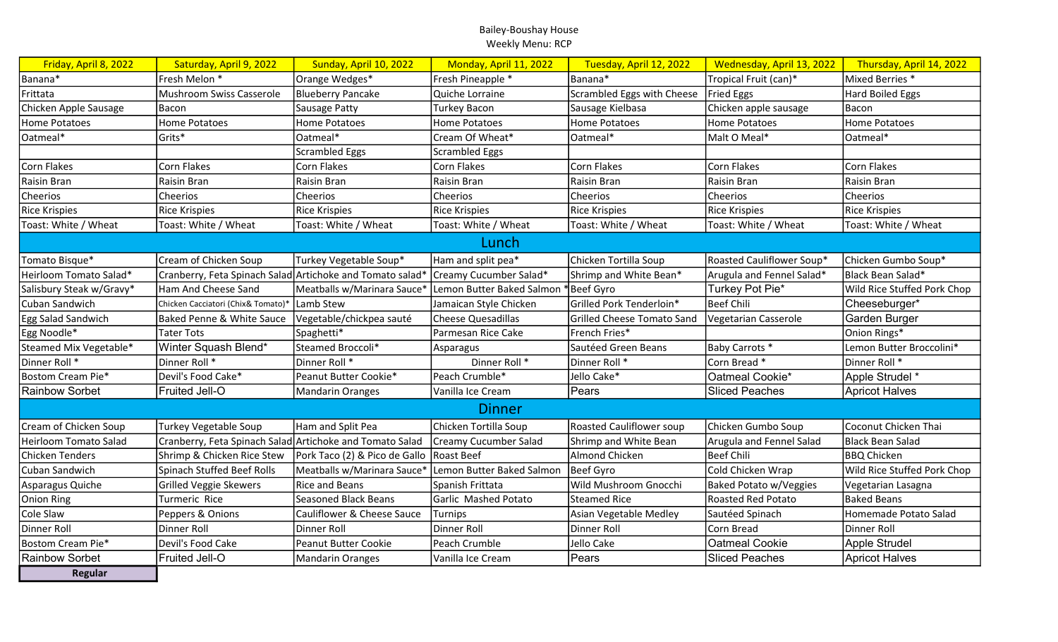Bailey-Boushay House

Weekly Menu: RCP

| Friday, April 8, 2022 | Saturday, April 9, 2022 | Sunday, April 10, 2022 | Monday, April 11, 2022 | Tuesday, April 12, 2022 | Wednesday, April 13, 2022 | Thursday, April 14, 2022 |
|---|---|---|---|---|---|---|
| Banana* | Fresh Melon * | Orange Wedges* | Fresh Pineapple * | Banana* | Tropical Fruit (can)* | Mixed Berries * |
| Frittata | Mushroom Swiss Casserole | Blueberry Pancake | Quiche Lorraine | Scrambled Eggs with Cheese | Fried Eggs | Hard Boiled Eggs |
| Chicken Apple Sausage | Bacon | Sausage Patty | Turkey Bacon | Sausage Kielbasa | Chicken apple sausage | Bacon |
| Home Potatoes | Home Potatoes | Home Potatoes | Home Potatoes | Home Potatoes | Home Potatoes | Home Potatoes |
| Oatmeal* | Grits* | Oatmeal* | Cream Of Wheat* | Oatmeal* | Malt O Meal* | Oatmeal* |
| | | Scrambled Eggs | Scrambled Eggs | | | |
| Corn Flakes | Corn Flakes | Corn Flakes | Corn Flakes | Corn Flakes | Corn Flakes | Corn Flakes |
| Raisin Bran | Raisin Bran | Raisin Bran | Raisin Bran | Raisin Bran | Raisin Bran | Raisin Bran |
| Cheerios | Cheerios | Cheerios | Cheerios | Cheerios | Cheerios | Cheerios |
| Rice Krispies | Rice Krispies | Rice Krispies | Rice Krispies | Rice Krispies | Rice Krispies | Rice Krispies |
| Toast: White / Wheat | Toast: White / Wheat | Toast: White / Wheat | Toast: White / Wheat | Toast: White / Wheat | Toast: White / Wheat | Toast: White / Wheat |
| **Lunch** | | | | | | |
| Tomato Bisque* | Cream of Chicken Soup | Turkey Vegetable Soup* | Ham and split pea* | Chicken Tortilla Soup | Roasted Cauliflower Soup* | Chicken Gumbo Soup* |
| Heirloom Tomato Salad* | Cranberry, Feta Spinach Salad | Artichoke and Tomato salad* | Creamy Cucumber Salad* | Shrimp and White Bean* | Arugula and Fennel Salad* | Black Bean Salad* |
| Salisbury Steak w/Gravy* | Ham And Cheese Sand | Meatballs w/Marinara Sauce* | Lemon Butter Baked Salmon * | Beef Gyro | Turkey Pot Pie* | Wild Rice Stuffed Pork Chop |
| Cuban Sandwich | Chicken Cacciatori (Chix& Tomato)* | Lamb Stew | Jamaican Style Chicken | Grilled Pork Tenderloin* | Beef Chili | Cheeseburger* |
| Egg Salad Sandwich | Baked Penne & White Sauce | Vegetable/chickpea sauté | Cheese Quesadillas | Grilled Cheese Tomato Sand | Vegetarian Casserole | Garden Burger |
| Egg Noodle* | Tater Tots | Spaghetti* | Parmesan Rice Cake | French Fries* | | Onion Rings* |
| Steamed Mix Vegetable* | Winter Squash Blend* | Steamed Broccoli* | Asparagus | Sautéed Green Beans | Baby Carrots * | Lemon Butter Broccolini* |
| Dinner Roll * | Dinner Roll * | Dinner Roll * | Dinner Roll * | Dinner Roll * | Corn Bread * | Dinner Roll * |
| Bostom Cream Pie* | Devil's Food Cake* | Peanut Butter Cookie* | Peach Crumble* | Jello Cake* | Oatmeal Cookie* | Apple Strudel * |
| Rainbow Sorbet | Fruited Jell-O | Mandarin Oranges | Vanilla Ice Cream | Pears | Sliced Peaches | Apricot Halves |
| **Dinner** | | | | | | |
| Cream of Chicken Soup | Turkey Vegetable Soup | Ham and Split Pea | Chicken Tortilla Soup | Roasted Cauliflower soup | Chicken Gumbo Soup | Coconut Chicken Thai |
| Heirloom Tomato Salad | Cranberry, Feta Spinach Salad | Artichoke and Tomato Salad | Creamy Cucumber Salad | Shrimp and White Bean | Arugula and Fennel Salad | Black Bean Salad |
| Chicken Tenders | Shrimp & Chicken Rice Stew | Pork Taco (2) & Pico de Gallo | Roast Beef | Almond Chicken | Beef Chili | BBQ Chicken |
| Cuban Sandwich | Spinach Stuffed Beef Rolls | Meatballs w/Marinara Sauce* | Lemon Butter Baked Salmon | Beef Gyro | Cold Chicken Wrap | Wild Rice Stuffed Pork Chop |
| Asparagus Quiche | Grilled Veggie Skewers | Rice and Beans | Spanish Frittata | Wild Mushroom Gnocchi | Baked Potato w/Veggies | Vegetarian Lasagna |
| Onion Ring | Turmeric Rice | Seasoned Black Beans | Garlic Mashed Potato | Steamed Rice | Roasted Red Potato | Baked Beans |
| Cole Slaw | Peppers & Onions | Cauliflower & Cheese Sauce | Turnips | Asian Vegetable Medley | Sautéed Spinach | Homemade Potato Salad |
| Dinner Roll | Dinner Roll | Dinner Roll | Dinner Roll | Dinner Roll | Corn Bread | Dinner Roll |
| Bostom Cream Pie* | Devil's Food Cake | Peanut Butter Cookie | Peach Crumble | Jello Cake | Oatmeal Cookie | Apple Strudel |
| Rainbow Sorbet | Fruited Jell-O | Mandarin Oranges | Vanilla Ice Cream | Pears | Sliced Peaches | Apricot Halves |

**Regular**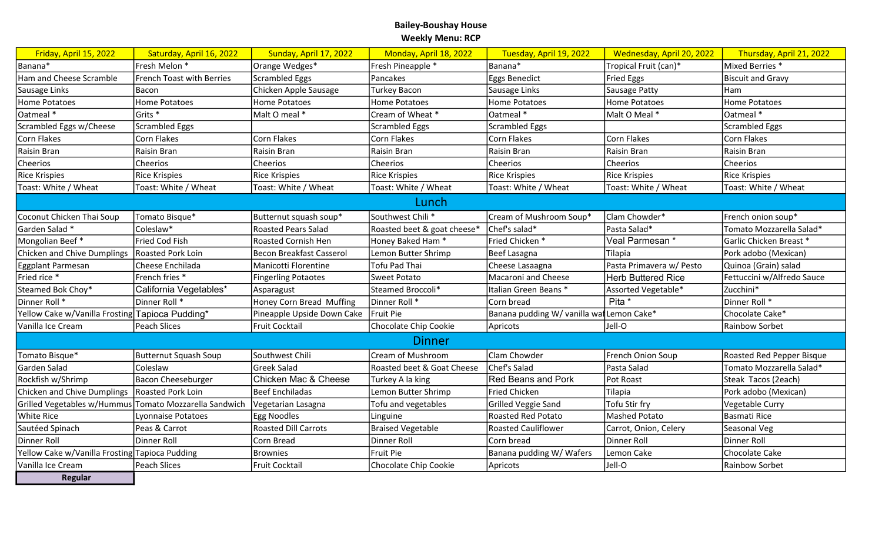**Bailey-Boushay House**

**Weekly Menu: RCP**

| Friday, April 15, 2022 | Saturday, April 16, 2022 | Sunday, April 17, 2022 | Monday, April 18, 2022 | Tuesday, April 19, 2022 | Wednesday, April 20, 2022 | Thursday, April 21, 2022 |
|---|---|---|---|---|---|---|
| Banana* | Fresh Melon * | Orange Wedges* | Fresh Pineapple * | Banana* | Tropical Fruit (can)* | Mixed Berries * |
| Ham and Cheese Scramble | French Toast with Berries | Scrambled Eggs | Pancakes | Eggs Benedict | Fried Eggs | Biscuit and Gravy |
| Sausage Links | Bacon | Chicken Apple Sausage | Turkey Bacon | Sausage Links | Sausage Patty | Ham |
| Home Potatoes | Home Potatoes | Home Potatoes | Home Potatoes | Home Potatoes | Home Potatoes | Home Potatoes |
| Oatmeal * | Grits * | Malt O meal * | Cream of Wheat * | Oatmeal * | Malt O Meal * | Oatmeal * |
| Scrambled Eggs w/Cheese | Scrambled Eggs | | Scrambled Eggs | Scrambled Eggs | | Scrambled Eggs |
| Corn Flakes | Corn Flakes | Corn Flakes | Corn Flakes | Corn Flakes | Corn Flakes | Corn Flakes |
| Raisin Bran | Raisin Bran | Raisin Bran | Raisin Bran | Raisin Bran | Raisin Bran | Raisin Bran |
| Cheerios | Cheerios | Cheerios | Cheerios | Cheerios | Cheerios | Cheerios |
| Rice Krispies | Rice Krispies | Rice Krispies | Rice Krispies | Rice Krispies | Rice Krispies | Rice Krispies |
| Toast: White / Wheat | Toast: White / Wheat | Toast: White / Wheat | Toast: White / Wheat | Toast: White / Wheat | Toast: White / Wheat | Toast: White / Wheat |
| **Lunch** | | | | | | |
| Coconut Chicken Thai Soup | Tomato Bisque* | Butternut squash soup* | Southwest Chili * | Cream of Mushroom Soup* | Clam Chowder* | French onion soup* |
| Garden Salad * | Coleslaw* | Roasted Pears Salad | Roasted beet & goat cheese* | Chef's salad* | Pasta Salad* | Tomato Mozzarella Salad* |
| Mongolian Beef * | Fried Cod Fish | Roasted Cornish Hen | Honey Baked Ham * | Fried Chicken * | Veal Parmesan * | Garlic Chicken Breast * |
| Chicken and Chive Dumplings | Roasted Pork Loin | Becon Breakfast Casserol | Lemon Butter Shrimp | Beef Lasagna | Tilapia | Pork adobo (Mexican) |
| Eggplant Parmesan | Cheese Enchilada | Manicotti Florentine | Tofu Pad Thai | Cheese Lasaagna | Pasta Primavera w/ Pesto | Quinoa (Grain) salad |
| Fried rice * | French fries * | Fingerling Potaotes | Sweet Potato | Macaroni and Cheese | Herb Buttered Rice | Fettuccini w/Alfredo Sauce |
| Steamed Bok Choy* | California Vegetables* | Asparagust | Steamed Broccoli* | Italian Green Beans * | Assorted Vegetable* | Zucchini* |
| Dinner Roll * | Dinner Roll * | Honey Corn Bread Muffing | Dinner Roll * | Corn bread | Pita * | Dinner Roll * |
| Yellow Cake w/Vanilla Frosting | Tapioca Pudding* | Pineapple Upside Down Cake | Fruit Pie | Banana pudding W/ vanilla waf | Lemon Cake* | Chocolate Cake* |
| Vanilla Ice Cream | Peach Slices | Fruit Cocktail | Chocolate Chip Cookie | Apricots | Jell-O | Rainbow Sorbet |
| **Dinner** | | | | | | |
| Tomato Bisque* | Butternut Squash Soup | Southwest Chili | Cream of Mushroom | Clam Chowder | French Onion Soup | Roasted Red Pepper Bisque |
| Garden Salad | Coleslaw | Greek Salad | Roasted beet & Goat Cheese | Chef's Salad | Pasta Salad | Tomato Mozzarella Salad* |
| Rockfish w/Shrimp | Bacon Cheeseburger | Chicken Mac & Cheese | Turkey A la king | Red Beans and Pork | Pot Roast | Steak Tacos (2each) |
| Chicken and Chive Dumplings | Roasted Pork Loin | Beef Enchiladas | Lemon Butter Shrimp | Fried Chicken | Tilapia | Pork adobo (Mexican) |
| Grilled Vegetables w/Hummus | Tomato Mozzarella Sandwich | Vegetarian Lasagna | Tofu and vegetables | Grilled Veggie Sand | Tofu Stir fry | Vegetable Curry |
| White Rice | Lyonnaise Potatoes | Egg Noodles | Linguine | Roasted Red Potato | Mashed Potato | Basmati Rice |
| Sautéed Spinach | Peas & Carrot | Roasted Dill Carrots | Braised Vegetable | Roasted Cauliflower | Carrot, Onion, Celery | Seasonal Veg |
| Dinner Roll | Dinner Roll | Corn Bread | Dinner Roll | Corn bread | Dinner Roll | Dinner Roll |
| Yellow Cake w/Vanilla Frosting | Tapioca Pudding | Brownies | Fruit Pie | Banana pudding W/ Wafers | Lemon Cake | Chocolate Cake |
| Vanilla Ice Cream | Peach Slices | Fruit Cocktail | Chocolate Chip Cookie | Apricots | Jell-O | Rainbow Sorbet |

**Regular**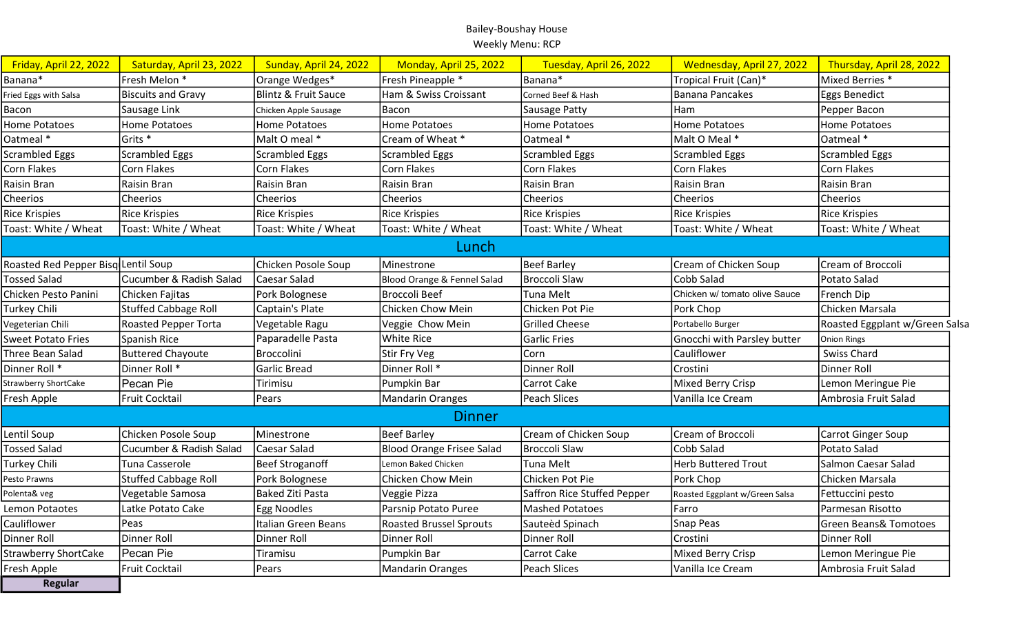Bailey-Boushay House

Weekly Menu: RCP

| Friday, April 22, 2022 | Saturday, April 23, 2022 | Sunday, April 24, 2022 | Monday, April 25, 2022 | Tuesday, April 26, 2022 | Wednesday, April 27, 2022 | Thursday, April 28, 2022 |
|---|---|---|---|---|---|---|
| Banana* | Fresh Melon * | Orange Wedges* | Fresh Pineapple * | Banana* | Tropical Fruit (Can)* | Mixed Berries * |
| Fried Eggs with Salsa | Biscuits and Gravy | Blintz & Fruit Sauce | Ham & Swiss Croissant | Corned Beef & Hash | Banana Pancakes | Eggs Benedict |
| Bacon | Sausage Link | Chicken Apple Sausage | Bacon | Sausage Patty | Ham | Pepper Bacon |
| Home Potatoes | Home Potatoes | Home Potatoes | Home Potatoes | Home Potatoes | Home Potatoes | Home Potatoes |
| Oatmeal * | Grits * | Malt O meal * | Cream of Wheat * | Oatmeal * | Malt O Meal * | Oatmeal * |
| Scrambled Eggs | Scrambled Eggs | Scrambled Eggs | Scrambled Eggs | Scrambled Eggs | Scrambled Eggs | Scrambled Eggs |
| Corn Flakes | Corn Flakes | Corn Flakes | Corn Flakes | Corn Flakes | Corn Flakes | Corn Flakes |
| Raisin Bran | Raisin Bran | Raisin Bran | Raisin Bran | Raisin Bran | Raisin Bran | Raisin Bran |
| Cheerios | Cheerios | Cheerios | Cheerios | Cheerios | Cheerios | Cheerios |
| Rice Krispies | Rice Krispies | Rice Krispies | Rice Krispies | Rice Krispies | Rice Krispies | Rice Krispies |
| Toast: White / Wheat | Toast: White / Wheat | Toast: White / Wheat | Toast: White / Wheat | Toast: White / Wheat | Toast: White / Wheat | Toast: White / Wheat |
| **Lunch** | | | | | | |
| Roasted Red Pepper Bisq | Lentil Soup | Chicken Posole Soup | Minestrone | Beef Barley | Cream of Chicken Soup | Cream of Broccoli |
| Tossed Salad | Cucumber & Radish Salad | Caesar Salad | Blood Orange & Fennel Salad | Broccoli Slaw | Cobb Salad | Potato Salad |
| Chicken Pesto Panini | Chicken Fajitas | Pork Bolognese | Broccoli Beef | Tuna Melt | Chicken w/ tomato olive Sauce | French Dip |
| Turkey Chili | Stuffed Cabbage Roll | Captain's Plate | Chicken Chow Mein | Chicken Pot Pie | Pork Chop | Chicken Marsala |
| Vegeterian Chili | Roasted Pepper Torta | Vegetable Ragu | Veggie Chow Mein | Grilled Cheese | Portabello Burger | Roasted Eggplant w/Green Salsa |
| Sweet Potato Fries | Spanish Rice | Paparadelle Pasta | White Rice | Garlic Fries | Gnocchi with Parsley butter | Onion Rings |
| Three Bean Salad | Buttered Chayoute | Broccolini | Stir Fry Veg | Corn | Cauliflower | Swiss Chard |
| Dinner Roll * | Dinner Roll * | Garlic Bread | Dinner Roll * | Dinner Roll | Crostini | Dinner Roll |
| Strawberry ShortCake | Pecan Pie | Tirimisu | Pumpkin Bar | Carrot Cake | Mixed Berry Crisp | Lemon Meringue Pie |
| Fresh Apple | Fruit Cocktail | Pears | Mandarin Oranges | Peach Slices | Vanilla Ice Cream | Ambrosia Fruit Salad |
| **Dinner** | | | | | | |
| Lentil Soup | Chicken Posole Soup | Minestrone | Beef Barley | Cream of Chicken Soup | Cream of Broccoli | Carrot Ginger Soup |
| Tossed Salad | Cucumber & Radish Salad | Caesar Salad | Blood Orange Frisee Salad | Broccoli Slaw | Cobb Salad | Potato Salad |
| Turkey Chili | Tuna Casserole | Beef Stroganoff | Lemon Baked Chicken | Tuna Melt | Herb Buttered Trout | Salmon Caesar Salad |
| Pesto Prawns | Stuffed Cabbage Roll | Pork Bolognese | Chicken Chow Mein | Chicken Pot Pie | Pork Chop | Chicken Marsala |
| Polenta& veg | Vegetable Samosa | Baked Ziti Pasta | Veggie Pizza | Saffron Rice Stuffed Pepper | Roasted Eggplant w/Green Salsa | Fettuccini pesto |
| Lemon Potaotes | Latke Potato Cake | Egg Noodles | Parsnip Potato Puree | Mashed Potatoes | Farro | Parmesan Risotto |
| Cauliflower | Peas | Italian Green Beans | Roasted Brussel Sprouts | Sauteèd Spinach | Snap Peas | Green Beans& Tomotoes |
| Dinner Roll | Dinner Roll | Dinner Roll | Dinner Roll | Dinner Roll | Crostini | Dinner Roll |
| Strawberry ShortCake | Pecan Pie | Tiramisu | Pumpkin Bar | Carrot Cake | Mixed Berry Crisp | Lemon Meringue Pie |
| Fresh Apple | Fruit Cocktail | Pears | Mandarin Oranges | Peach Slices | Vanilla Ice Cream | Ambrosia Fruit Salad |

**Regular**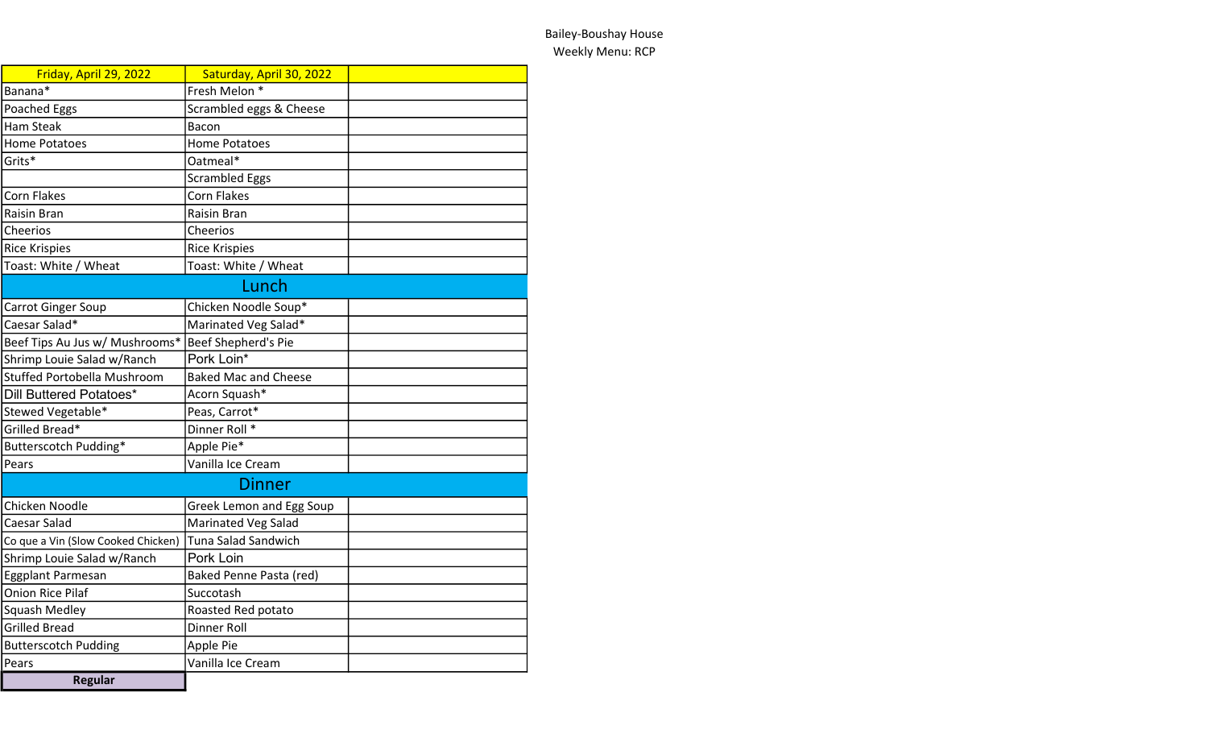Bailey-Boushay House
Weekly Menu: RCP

| Friday, April 29, 2022 | Saturday, April 30, 2022 | |
|---|---|---|
| Banana* | Fresh Melon * | |
| Poached Eggs | Scrambled eggs & Cheese | |
| Ham Steak | Bacon | |
| Home Potatoes | Home Potatoes | |
| Grits* | Oatmeal* | |
| | Scrambled Eggs | |
| Corn Flakes | Corn Flakes | |
| Raisin Bran | Raisin Bran | |
| Cheerios | Cheerios | |
| Rice Krispies | Rice Krispies | |
| Toast: White / Wheat | Toast: White / Wheat | |
| **Lunch** | | |
| Carrot Ginger Soup | Chicken Noodle Soup* | |
| Caesar Salad* | Marinated Veg Salad* | |
| Beef Tips Au Jus w/ Mushrooms* | Beef Shepherd's Pie | |
| Shrimp Louie Salad w/Ranch | Pork Loin* | |
| Stuffed Portobella Mushroom | Baked Mac and Cheese | |
| Dill Buttered Potatoes* | Acorn Squash* | |
| Stewed Vegetable* | Peas, Carrot* | |
| Grilled Bread* | Dinner Roll * | |
| Butterscotch Pudding* | Apple Pie* | |
| Pears | Vanilla Ice Cream | |
| **Dinner** | | |
| Chicken Noodle | Greek Lemon and Egg Soup | |
| Caesar Salad | Marinated Veg Salad | |
| Co que a Vin (Slow Cooked Chicken) | Tuna Salad Sandwich | |
| Shrimp Louie Salad w/Ranch | Pork Loin | |
| Eggplant Parmesan | Baked Penne Pasta (red) | |
| Onion Rice Pilaf | Succotash | |
| Squash Medley | Roasted Red potato | |
| Grilled Bread | Dinner Roll | |
| Butterscotch Pudding | Apple Pie | |
| Pears | Vanilla Ice Cream | |
| **Regular** | | |